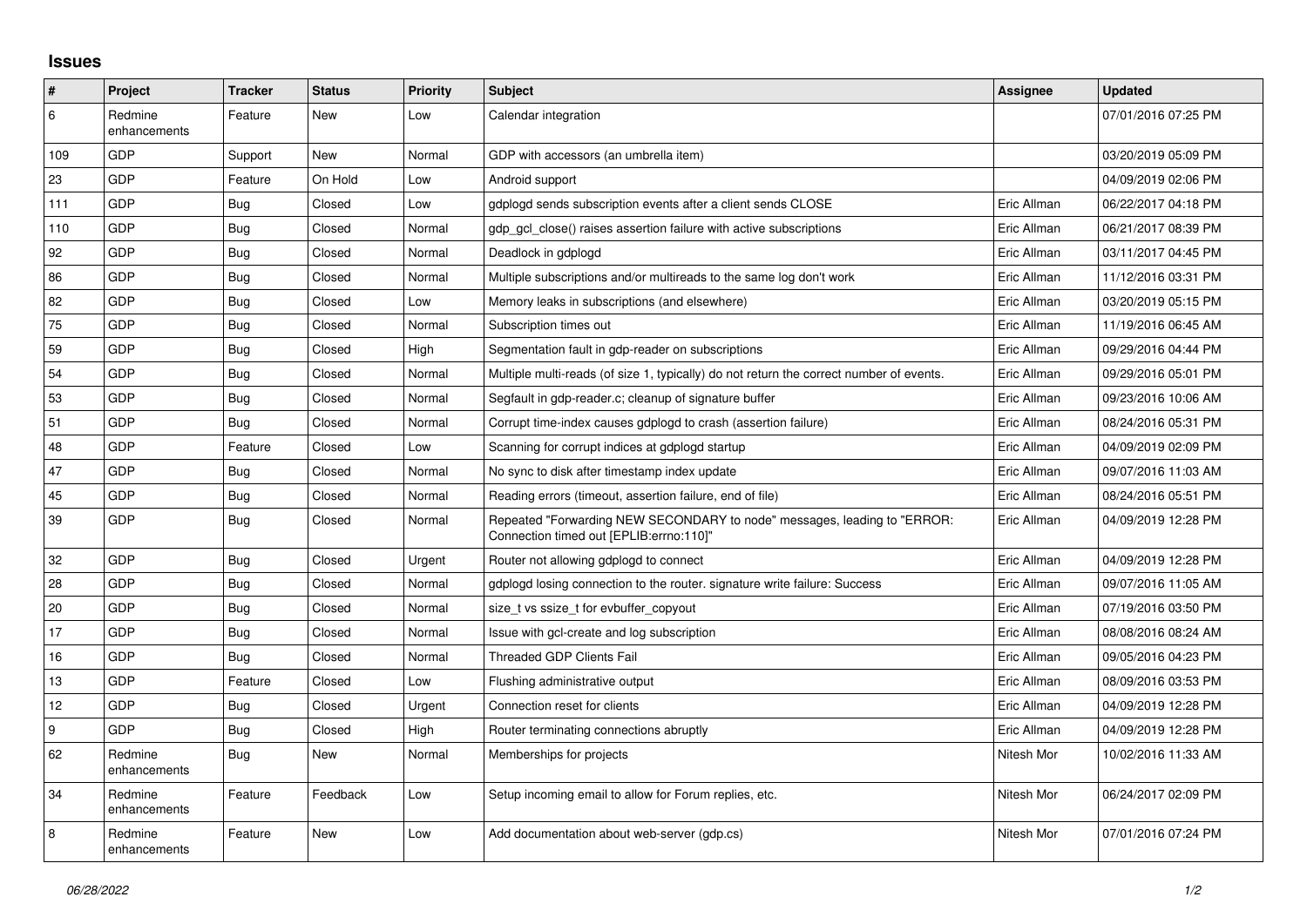# Issues

| # | Project | Tracker | Status | Priority | Subject | Assignee | Updated |
|---|---|---|---|---|---|---|---|
| 6 | Redmine enhancements | Feature | New | Low | Calendar integration | | 07/01/2016 07:25 PM |
| 109 | GDP | Support | New | Normal | GDP with accessors (an umbrella item) | | 03/20/2019 05:09 PM |
| 23 | GDP | Feature | On Hold | Low | Android support | | 04/09/2019 02:06 PM |
| 111 | GDP | Bug | Closed | Low | gdplogd sends subscription events after a client sends CLOSE | Eric Allman | 06/22/2017 04:18 PM |
| 110 | GDP | Bug | Closed | Normal | gdp_gcl_close() raises assertion failure with active subscriptions | Eric Allman | 06/21/2017 08:39 PM |
| 92 | GDP | Bug | Closed | Normal | Deadlock in gdplogd | Eric Allman | 03/11/2017 04:45 PM |
| 86 | GDP | Bug | Closed | Normal | Multiple subscriptions and/or multireads to the same log don't work | Eric Allman | 11/12/2016 03:31 PM |
| 82 | GDP | Bug | Closed | Low | Memory leaks in subscriptions (and elsewhere) | Eric Allman | 03/20/2019 05:15 PM |
| 75 | GDP | Bug | Closed | Normal | Subscription times out | Eric Allman | 11/19/2016 06:45 AM |
| 59 | GDP | Bug | Closed | High | Segmentation fault in gdp-reader on subscriptions | Eric Allman | 09/29/2016 04:44 PM |
| 54 | GDP | Bug | Closed | Normal | Multiple multi-reads (of size 1, typically) do not return the correct number of events. | Eric Allman | 09/29/2016 05:01 PM |
| 53 | GDP | Bug | Closed | Normal | Segfault in gdp-reader.c; cleanup of signature buffer | Eric Allman | 09/23/2016 10:06 AM |
| 51 | GDP | Bug | Closed | Normal | Corrupt time-index causes gdplogd to crash (assertion failure) | Eric Allman | 08/24/2016 05:31 PM |
| 48 | GDP | Feature | Closed | Low | Scanning for corrupt indices at gdplogd startup | Eric Allman | 04/09/2019 02:09 PM |
| 47 | GDP | Bug | Closed | Normal | No sync to disk after timestamp index update | Eric Allman | 09/07/2016 11:03 AM |
| 45 | GDP | Bug | Closed | Normal | Reading errors (timeout, assertion failure, end of file) | Eric Allman | 08/24/2016 05:51 PM |
| 39 | GDP | Bug | Closed | Normal | Repeated "Forwarding NEW SECONDARY to node" messages, leading to "ERROR: Connection timed out [EPLIB:errno:110]" | Eric Allman | 04/09/2019 12:28 PM |
| 32 | GDP | Bug | Closed | Urgent | Router not allowing gdplogd to connect | Eric Allman | 04/09/2019 12:28 PM |
| 28 | GDP | Bug | Closed | Normal | gdplogd losing connection to the router. signature write failure: Success | Eric Allman | 09/07/2016 11:05 AM |
| 20 | GDP | Bug | Closed | Normal | size_t vs ssize_t for evbuffer_copyout | Eric Allman | 07/19/2016 03:50 PM |
| 17 | GDP | Bug | Closed | Normal | Issue with gcl-create and log subscription | Eric Allman | 08/08/2016 08:24 AM |
| 16 | GDP | Bug | Closed | Normal | Threaded GDP Clients Fail | Eric Allman | 09/05/2016 04:23 PM |
| 13 | GDP | Feature | Closed | Low | Flushing administrative output | Eric Allman | 08/09/2016 03:53 PM |
| 12 | GDP | Bug | Closed | Urgent | Connection reset for clients | Eric Allman | 04/09/2019 12:28 PM |
| 9 | GDP | Bug | Closed | High | Router terminating connections abruptly | Eric Allman | 04/09/2019 12:28 PM |
| 62 | Redmine enhancements | Bug | New | Normal | Memberships for projects | Nitesh Mor | 10/02/2016 11:33 AM |
| 34 | Redmine enhancements | Feature | Feedback | Low | Setup incoming email to allow for Forum replies, etc. | Nitesh Mor | 06/24/2017 02:09 PM |
| 8 | Redmine enhancements | Feature | New | Low | Add documentation about web-server (gdp.cs) | Nitesh Mor | 07/01/2016 07:24 PM |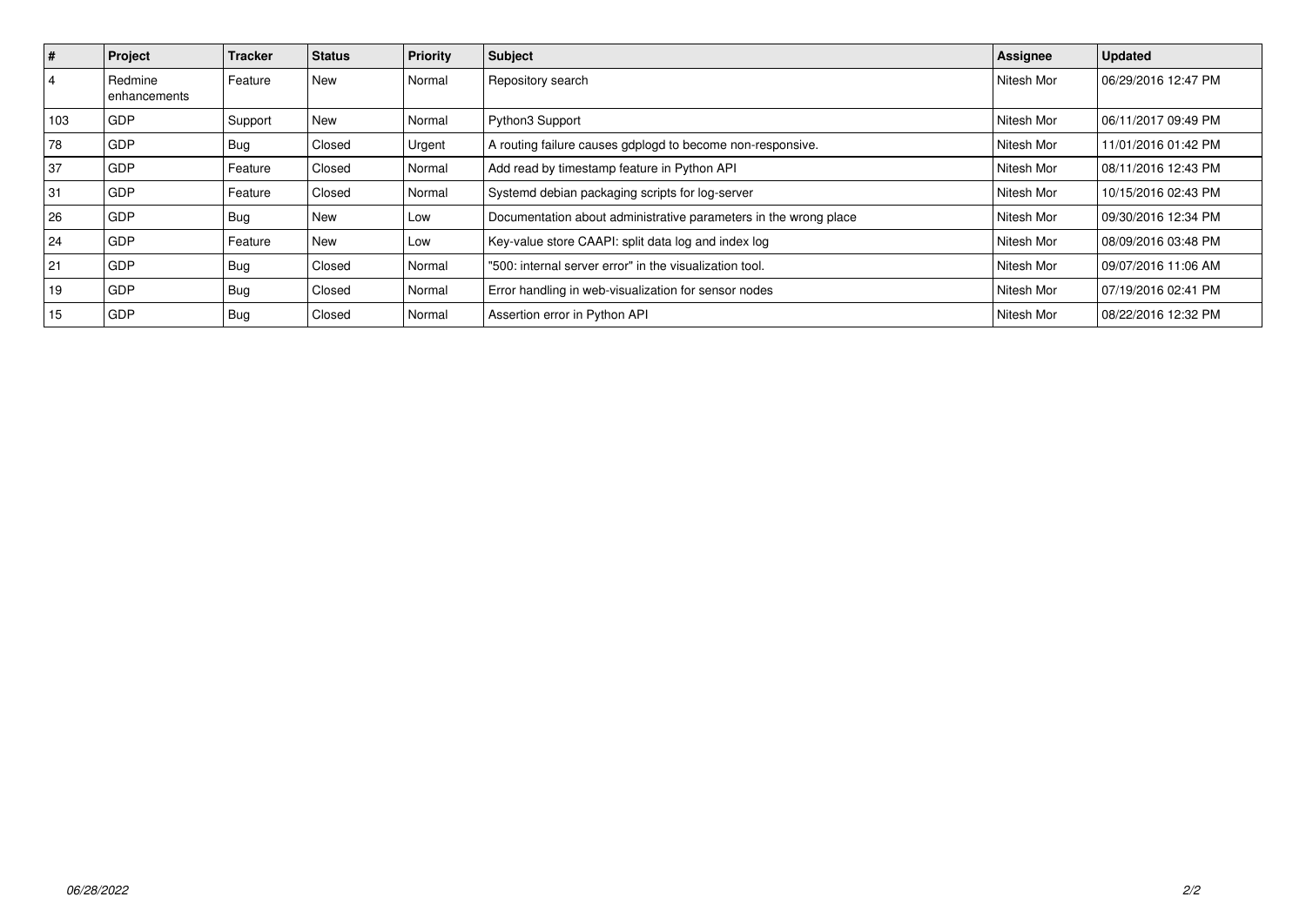| # | Project | Tracker | Status | Priority | Subject | Assignee | Updated |
|---|---|---|---|---|---|---|---|
| 4 | Redmine enhancements | Feature | New | Normal | Repository search | Nitesh Mor | 06/29/2016 12:47 PM |
| 103 | GDP | Support | New | Normal | Python3 Support | Nitesh Mor | 06/11/2017 09:49 PM |
| 78 | GDP | Bug | Closed | Urgent | A routing failure causes gdplogd to become non-responsive. | Nitesh Mor | 11/01/2016 01:42 PM |
| 37 | GDP | Feature | Closed | Normal | Add read by timestamp feature in Python API | Nitesh Mor | 08/11/2016 12:43 PM |
| 31 | GDP | Feature | Closed | Normal | Systemd debian packaging scripts for log-server | Nitesh Mor | 10/15/2016 02:43 PM |
| 26 | GDP | Bug | New | Low | Documentation about administrative parameters in the wrong place | Nitesh Mor | 09/30/2016 12:34 PM |
| 24 | GDP | Feature | New | Low | Key-value store CAAPI: split data log and index log | Nitesh Mor | 08/09/2016 03:48 PM |
| 21 | GDP | Bug | Closed | Normal | "500: internal server error" in the visualization tool. | Nitesh Mor | 09/07/2016 11:06 AM |
| 19 | GDP | Bug | Closed | Normal | Error handling in web-visualization for sensor nodes | Nitesh Mor | 07/19/2016 02:41 PM |
| 15 | GDP | Bug | Closed | Normal | Assertion error in Python API | Nitesh Mor | 08/22/2016 12:32 PM |